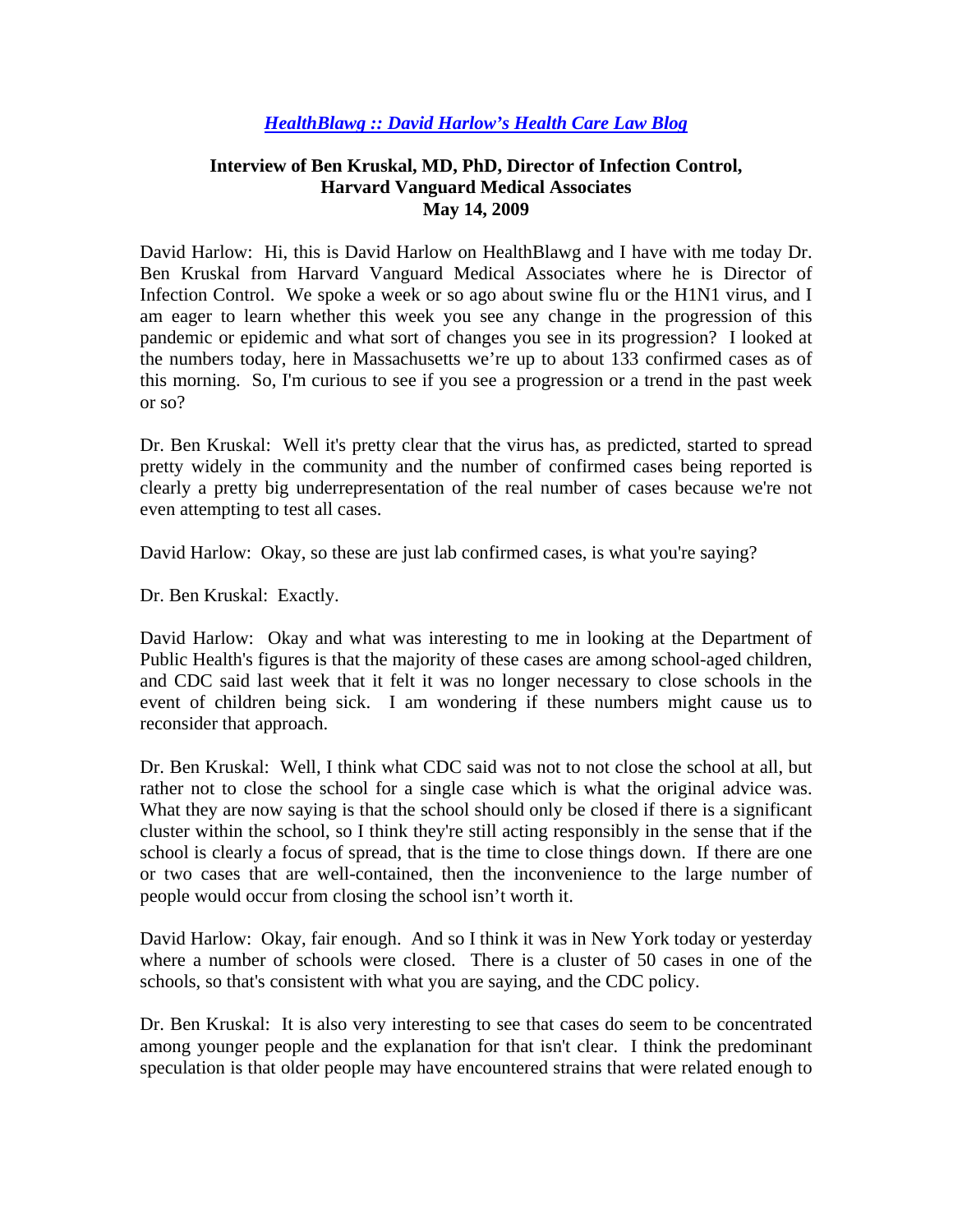*[HealthBlawg :: David Harlow's Health Care Law Blog](#)*

**Interview of Ben Kruskal, MD, PhD, Director of Infection Control, Harvard Vanguard Medical Associates May 14, 2009**

David Harlow: Hi, this is David Harlow on HealthBlawg and I have with me today Dr. Ben Kruskal from Harvard Vanguard Medical Associates where he is Director of Infection Control. We spoke a week or so ago about swine flu or the H1N1 virus, and I am eager to learn whether this week you see any change in the progression of this pandemic or epidemic and what sort of changes you see in its progression? I looked at the numbers today, here in Massachusetts we're up to about 133 confirmed cases as of this morning. So, I'm curious to see if you see a progression or a trend in the past week or so?

Dr. Ben Kruskal: Well it's pretty clear that the virus has, as predicted, started to spread pretty widely in the community and the number of confirmed cases being reported is clearly a pretty big underrepresentation of the real number of cases because we're not even attempting to test all cases.

David Harlow: Okay, so these are just lab confirmed cases, is what you're saying?

Dr. Ben Kruskal: Exactly.

David Harlow: Okay and what was interesting to me in looking at the Department of Public Health's figures is that the majority of these cases are among school-aged children, and CDC said last week that it felt it was no longer necessary to close schools in the event of children being sick. I am wondering if these numbers might cause us to reconsider that approach.

Dr. Ben Kruskal: Well, I think what CDC said was not to not close the school at all, but rather not to close the school for a single case which is what the original advice was. What they are now saying is that the school should only be closed if there is a significant cluster within the school, so I think they're still acting responsibly in the sense that if the school is clearly a focus of spread, that is the time to close things down. If there are one or two cases that are well-contained, then the inconvenience to the large number of people would occur from closing the school isn't worth it.

David Harlow: Okay, fair enough. And so I think it was in New York today or yesterday where a number of schools were closed. There is a cluster of 50 cases in one of the schools, so that's consistent with what you are saying, and the CDC policy.

Dr. Ben Kruskal: It is also very interesting to see that cases do seem to be concentrated among younger people and the explanation for that isn't clear. I think the predominant speculation is that older people may have encountered strains that were related enough to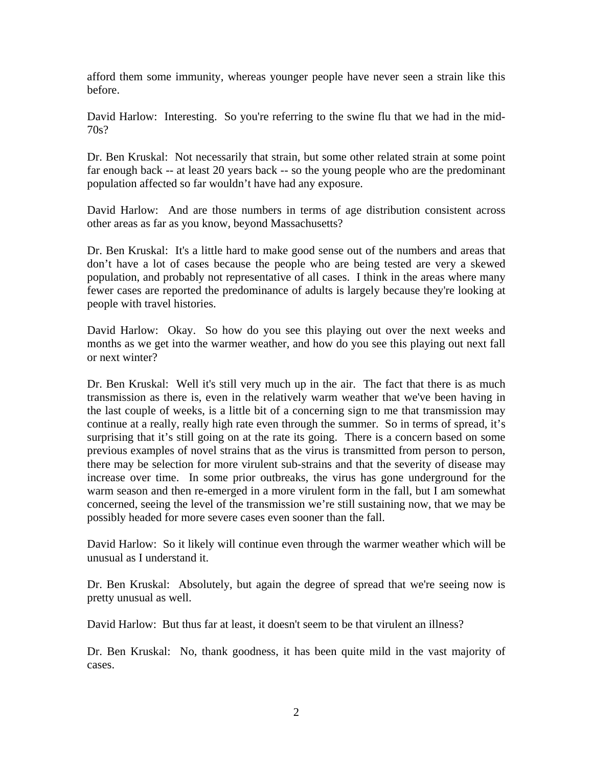afford them some immunity, whereas younger people have never seen a strain like this before.

David Harlow: Interesting. So you're referring to the swine flu that we had in the mid-70s?

Dr. Ben Kruskal: Not necessarily that strain, but some other related strain at some point far enough back -- at least 20 years back -- so the young people who are the predominant population affected so far wouldn't have had any exposure.

David Harlow: And are those numbers in terms of age distribution consistent across other areas as far as you know, beyond Massachusetts?

Dr. Ben Kruskal: It's a little hard to make good sense out of the numbers and areas that don't have a lot of cases because the people who are being tested are very a skewed population, and probably not representative of all cases. I think in the areas where many fewer cases are reported the predominance of adults is largely because they're looking at people with travel histories.

David Harlow: Okay. So how do you see this playing out over the next weeks and months as we get into the warmer weather, and how do you see this playing out next fall or next winter?

Dr. Ben Kruskal: Well it's still very much up in the air. The fact that there is as much transmission as there is, even in the relatively warm weather that we've been having in the last couple of weeks, is a little bit of a concerning sign to me that transmission may continue at a really, really high rate even through the summer. So in terms of spread, it's surprising that it's still going on at the rate its going. There is a concern based on some previous examples of novel strains that as the virus is transmitted from person to person, there may be selection for more virulent sub-strains and that the severity of disease may increase over time. In some prior outbreaks, the virus has gone underground for the warm season and then re-emerged in a more virulent form in the fall, but I am somewhat concerned, seeing the level of the transmission we're still sustaining now, that we may be possibly headed for more severe cases even sooner than the fall.

David Harlow: So it likely will continue even through the warmer weather which will be unusual as I understand it.

Dr. Ben Kruskal: Absolutely, but again the degree of spread that we're seeing now is pretty unusual as well.

David Harlow: But thus far at least, it doesn't seem to be that virulent an illness?

Dr. Ben Kruskal: No, thank goodness, it has been quite mild in the vast majority of cases.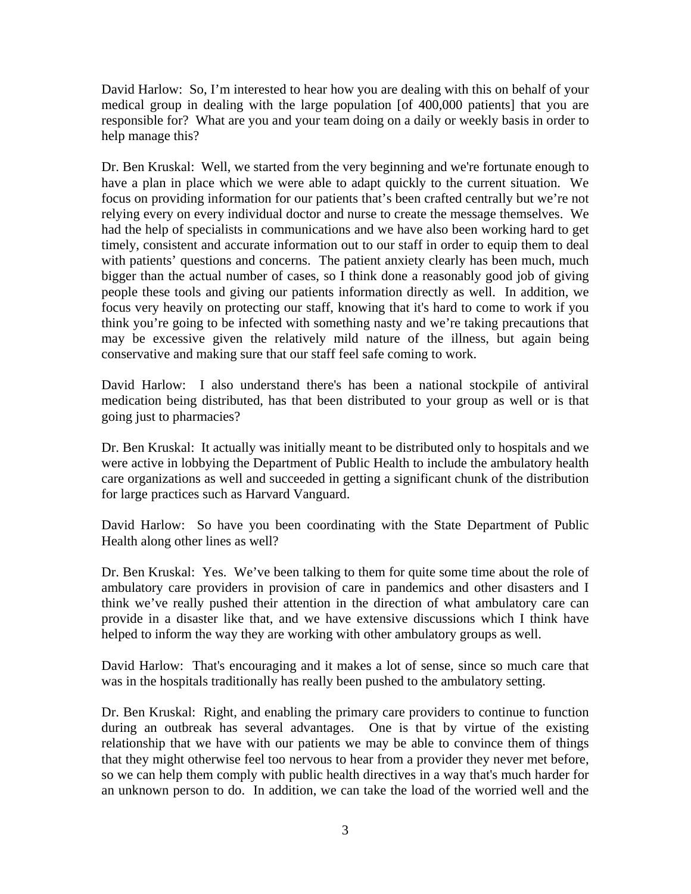David Harlow: So, I'm interested to hear how you are dealing with this on behalf of your medical group in dealing with the large population [of 400,000 patients] that you are responsible for? What are you and your team doing on a daily or weekly basis in order to help manage this?

Dr. Ben Kruskal: Well, we started from the very beginning and we're fortunate enough to have a plan in place which we were able to adapt quickly to the current situation. We focus on providing information for our patients that's been crafted centrally but we're not relying every on every individual doctor and nurse to create the message themselves. We had the help of specialists in communications and we have also been working hard to get timely, consistent and accurate information out to our staff in order to equip them to deal with patients' questions and concerns. The patient anxiety clearly has been much, much bigger than the actual number of cases, so I think done a reasonably good job of giving people these tools and giving our patients information directly as well. In addition, we focus very heavily on protecting our staff, knowing that it's hard to come to work if you think you're going to be infected with something nasty and we're taking precautions that may be excessive given the relatively mild nature of the illness, but again being conservative and making sure that our staff feel safe coming to work.

David Harlow: I also understand there's has been a national stockpile of antiviral medication being distributed, has that been distributed to your group as well or is that going just to pharmacies?

Dr. Ben Kruskal: It actually was initially meant to be distributed only to hospitals and we were active in lobbying the Department of Public Health to include the ambulatory health care organizations as well and succeeded in getting a significant chunk of the distribution for large practices such as Harvard Vanguard.

David Harlow: So have you been coordinating with the State Department of Public Health along other lines as well?

Dr. Ben Kruskal: Yes. We've been talking to them for quite some time about the role of ambulatory care providers in provision of care in pandemics and other disasters and I think we've really pushed their attention in the direction of what ambulatory care can provide in a disaster like that, and we have extensive discussions which I think have helped to inform the way they are working with other ambulatory groups as well.

David Harlow: That's encouraging and it makes a lot of sense, since so much care that was in the hospitals traditionally has really been pushed to the ambulatory setting.

Dr. Ben Kruskal: Right, and enabling the primary care providers to continue to function during an outbreak has several advantages. One is that by virtue of the existing relationship that we have with our patients we may be able to convince them of things that they might otherwise feel too nervous to hear from a provider they never met before, so we can help them comply with public health directives in a way that's much harder for an unknown person to do. In addition, we can take the load of the worried well and the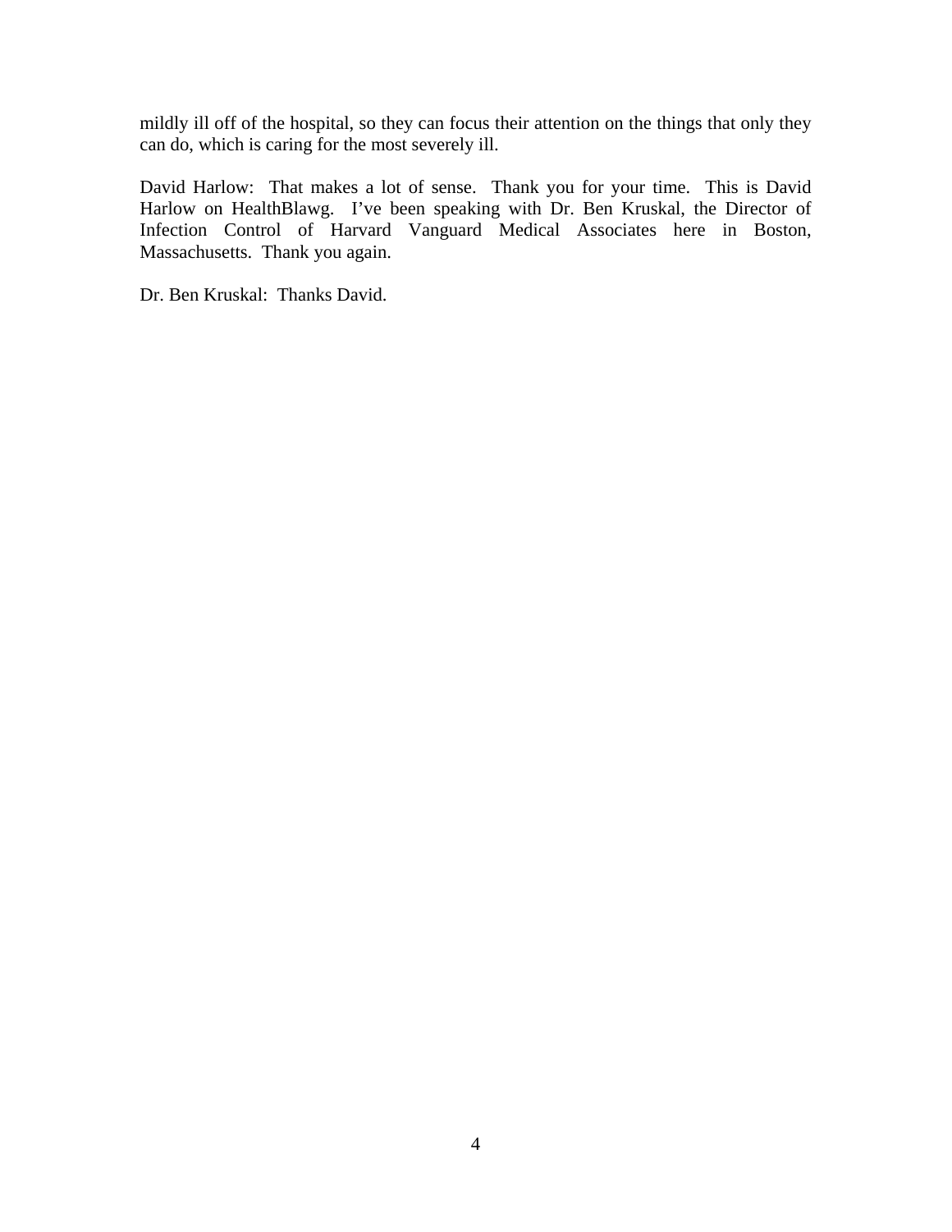mildly ill off of the hospital, so they can focus their attention on the things that only they can do, which is caring for the most severely ill.

David Harlow: That makes a lot of sense. Thank you for your time. This is David Harlow on HealthBlawg. I've been speaking with Dr. Ben Kruskal, the Director of Infection Control of Harvard Vanguard Medical Associates here in Boston, Massachusetts. Thank you again.

Dr. Ben Kruskal: Thanks David.